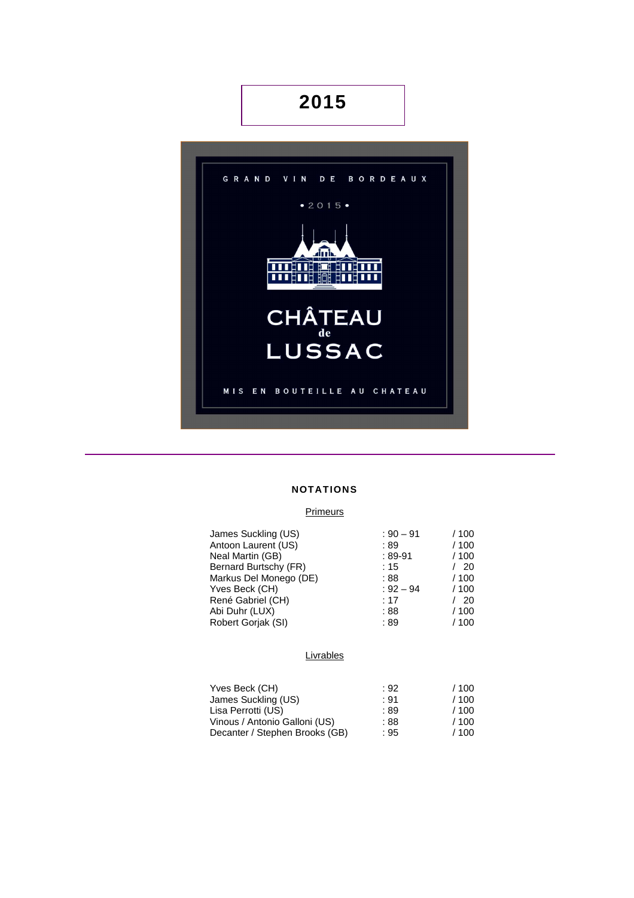# 2015

GRAND VIN DE BORDEAUX

• 2015 •

CHÂTEAU de LUSSAC

MIS EN BOUTEILLE AU CHATEAU

---

## NOTATIONS

### Primeurs

| | | |
|---|---|---|
| James Suckling (US) | : 90 – 91 | / 100 |
| Antoon Laurent (US) | : 89 | / 100 |
| Neal Martin (GB) | : 89-91 | / 100 |
| Bernard Burtschy (FR) | : 15 | / 20 |
| Markus Del Monego (DE) | : 88 | / 100 |
| Yves Beck (CH) | : 92 – 94 | / 100 |
| René Gabriel (CH) | : 17 | / 20 |
| Abi Duhr (LUX) | : 88 | / 100 |
| Robert Gorjak (SI) | : 89 | / 100 |

### Livrables

| | | |
|---|---|---|
| Yves Beck (CH) | : 92 | / 100 |
| James Suckling (US) | : 91 | / 100 |
| Lisa Perrotti (US) | : 89 | / 100 |
| Vinous / Antonio Galloni (US) | : 88 | / 100 |
| Decanter / Stephen Brooks (GB) | : 95 | / 100 |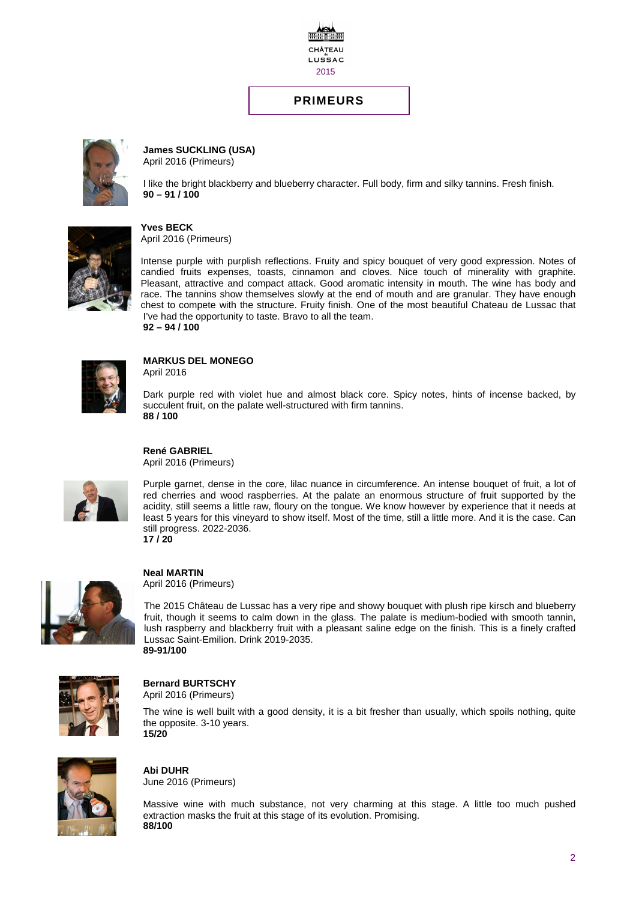CHÂTEAU de LUSSAC
2015

# PRIMEURS

**James SUCKLING (USA)**
April 2016 (Primeurs)

I like the bright blackberry and blueberry character. Full body, firm and silky tannins. Fresh finish.
**90 – 91 / 100**

**Yves BECK**
April 2016 (Primeurs)

Intense purple with purplish reflections. Fruity and spicy bouquet of very good expression. Notes of candied fruits expenses, toasts, cinnamon and cloves. Nice touch of minerality with graphite. Pleasant, attractive and compact attack. Good aromatic intensity in mouth. The wine has body and race. The tannins show themselves slowly at the end of mouth and are granular. They have enough chest to compete with the structure. Fruity finish. One of the most beautiful Chateau de Lussac that I've had the opportunity to taste. Bravo to all the team.
**92 – 94 / 100**

**MARKUS DEL MONEGO**
April 2016

Dark purple red with violet hue and almost black core. Spicy notes, hints of incense backed, by succulent fruit, on the palate well-structured with firm tannins.
**88 / 100**

**René GABRIEL**
April 2016 (Primeurs)

Purple garnet, dense in the core, lilac nuance in circumference. An intense bouquet of fruit, a lot of red cherries and wood raspberries. At the palate an enormous structure of fruit supported by the acidity, still seems a little raw, floury on the tongue. We know however by experience that it needs at least 5 years for this vineyard to show itself. Most of the time, still a little more. And it is the case. Can still progress. 2022-2036.
**17 / 20**

**Neal MARTIN**
April 2016 (Primeurs)

The 2015 Château de Lussac has a very ripe and showy bouquet with plush ripe kirsch and blueberry fruit, though it seems to calm down in the glass. The palate is medium-bodied with smooth tannin, lush raspberry and blackberry fruit with a pleasant saline edge on the finish. This is a finely crafted Lussac Saint-Emilion. Drink 2019-2035.
**89-91/100**

**Bernard BURTSCHY**
April 2016 (Primeurs)

The wine is well built with a good density, it is a bit fresher than usually, which spoils nothing, quite the opposite. 3-10 years.
**15/20**

**Abi DUHR**
June 2016 (Primeurs)

Massive wine with much substance, not very charming at this stage. A little too much pushed extraction masks the fruit at this stage of its evolution. Promising.
**88/100**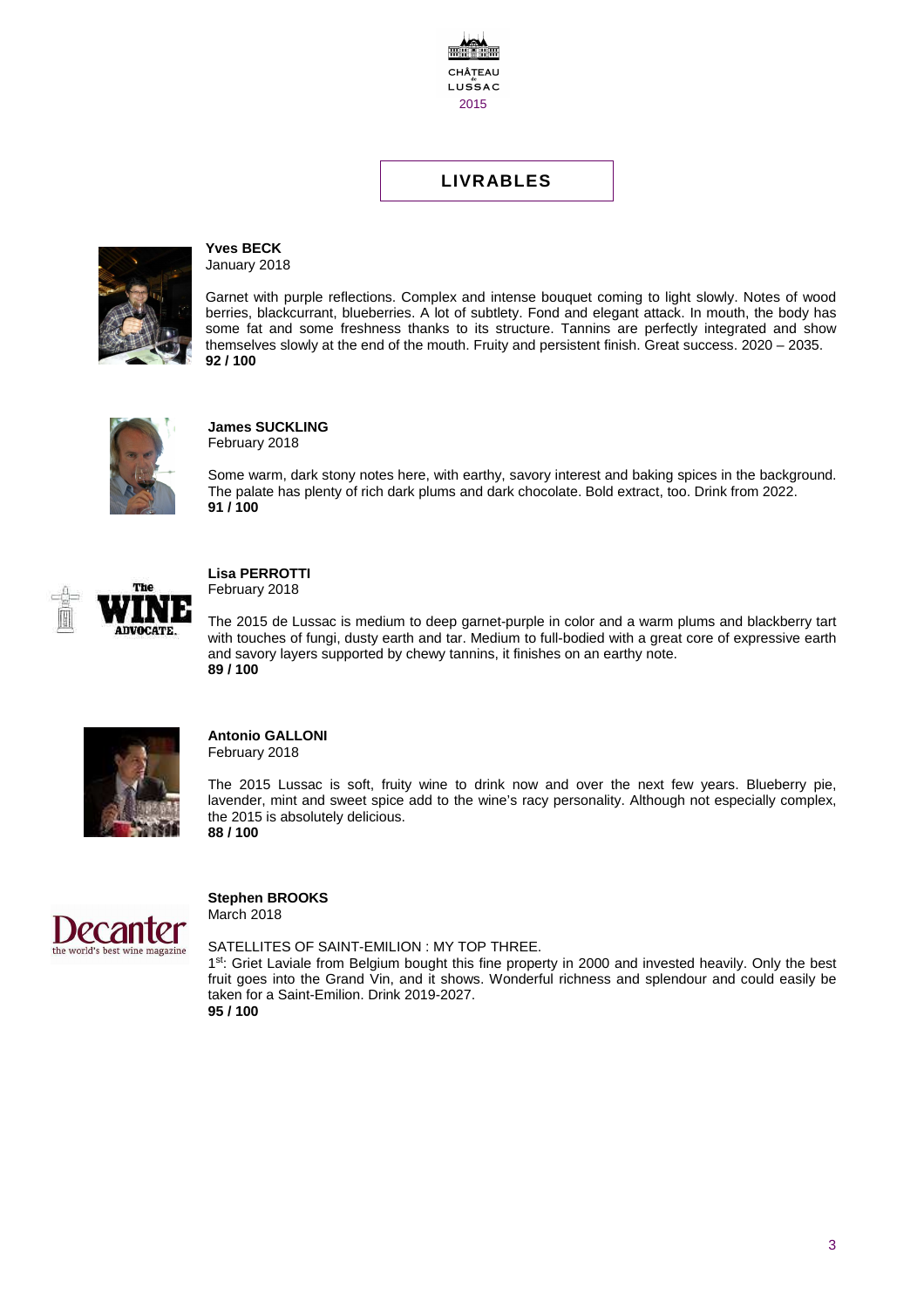CHÂTEAU de LUSSAC
2015

# LIVRABLES

**Yves BECK**
January 2018

Garnet with purple reflections. Complex and intense bouquet coming to light slowly. Notes of wood berries, blackcurrant, blueberries. A lot of subtlety. Fond and elegant attack. In mouth, the body has some fat and some freshness thanks to its structure. Tannins are perfectly integrated and show themselves slowly at the end of the mouth. Fruity and persistent finish. Great success. 2020 – 2035.
**92 / 100**

**James SUCKLING**
February 2018

Some warm, dark stony notes here, with earthy, savory interest and baking spices in the background. The palate has plenty of rich dark plums and dark chocolate. Bold extract, too. Drink from 2022.
**91 / 100**

**Lisa PERROTTI**
February 2018

The 2015 de Lussac is medium to deep garnet-purple in color and a warm plums and blackberry tart with touches of fungi, dusty earth and tar. Medium to full-bodied with a great core of expressive earth and savory layers supported by chewy tannins, it finishes on an earthy note.
**89 / 100**

**Antonio GALLONI**
February 2018

The 2015 Lussac is soft, fruity wine to drink now and over the next few years. Blueberry pie, lavender, mint and sweet spice add to the wine's racy personality. Although not especially complex, the 2015 is absolutely delicious.
**88 / 100**

**Stephen BROOKS**
March 2018

SATELLITES OF SAINT-EMILION : MY TOP THREE.
1st: Griet Laviale from Belgium bought this fine property in 2000 and invested heavily. Only the best fruit goes into the Grand Vin, and it shows. Wonderful richness and splendour and could easily be taken for a Saint-Emilion. Drink 2019-2027.
**95 / 100**